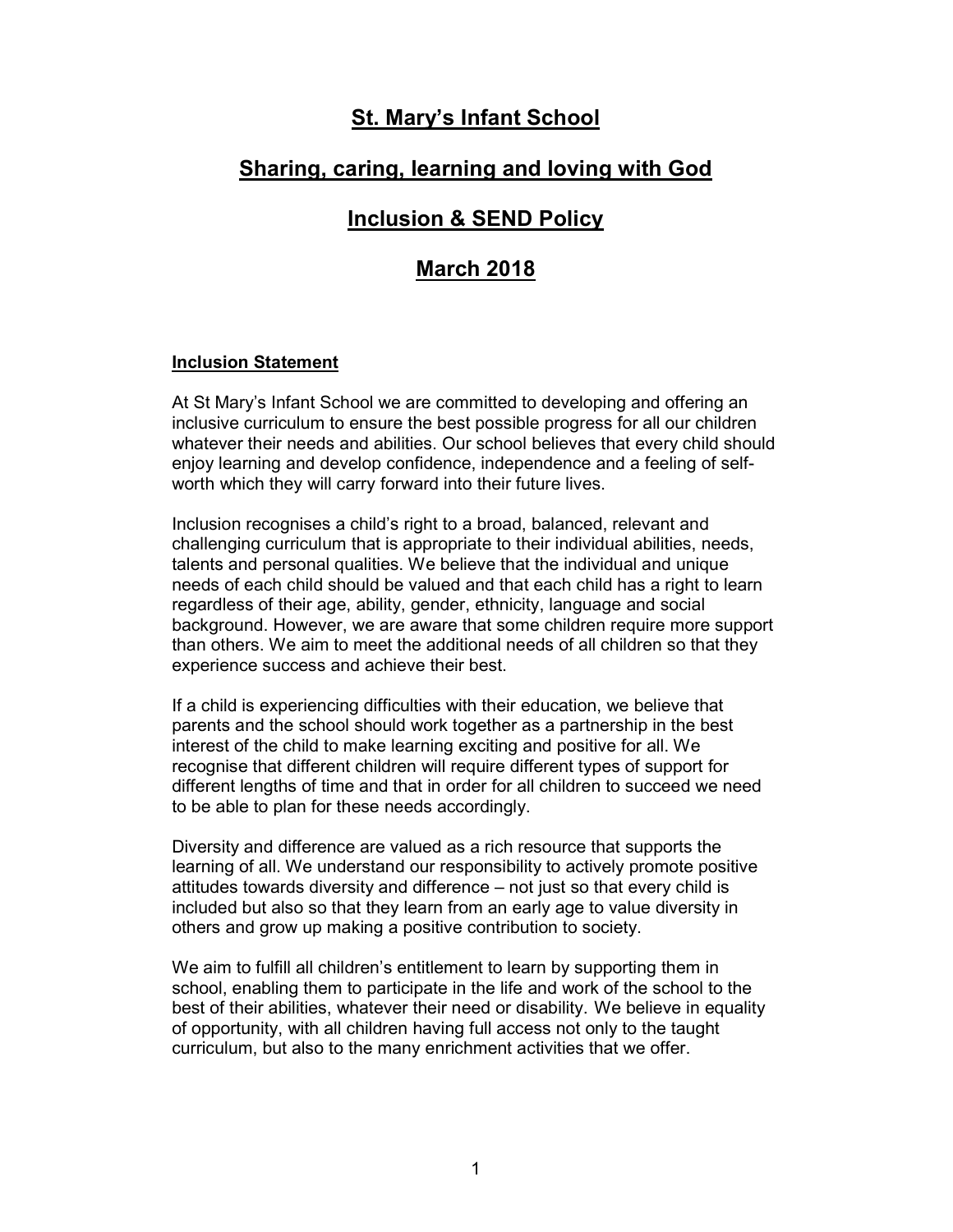# St. Mary's Infant School

## Sharing, caring, learning and loving with God

## Inclusion & SEND Policy

## March 2018

### Inclusion Statement

At St Mary's Infant School we are committed to developing and offering an inclusive curriculum to ensure the best possible progress for all our children whatever their needs and abilities. Our school believes that every child should enjoy learning and develop confidence, independence and a feeling of self-worth which they will carry forward into their future lives.

Inclusion recognises a child's right to a broad, balanced, relevant and challenging curriculum that is appropriate to their individual abilities, needs, talents and personal qualities. We believe that the individual and unique needs of each child should be valued and that each child has a right to learn regardless of their age, ability, gender, ethnicity, language and social background. However, we are aware that some children require more support than others. We aim to meet the additional needs of all children so that they experience success and achieve their best.

If a child is experiencing difficulties with their education, we believe that parents and the school should work together as a partnership in the best interest of the child to make learning exciting and positive for all. We recognise that different children will require different types of support for different lengths of time and that in order for all children to succeed we need to be able to plan for these needs accordingly.

Diversity and difference are valued as a rich resource that supports the learning of all. We understand our responsibility to actively promote positive attitudes towards diversity and difference – not just so that every child is included but also so that they learn from an early age to value diversity in others and grow up making a positive contribution to society.

We aim to fulfill all children's entitlement to learn by supporting them in school, enabling them to participate in the life and work of the school to the best of their abilities, whatever their need or disability. We believe in equality of opportunity, with all children having full access not only to the taught curriculum, but also to the many enrichment activities that we offer.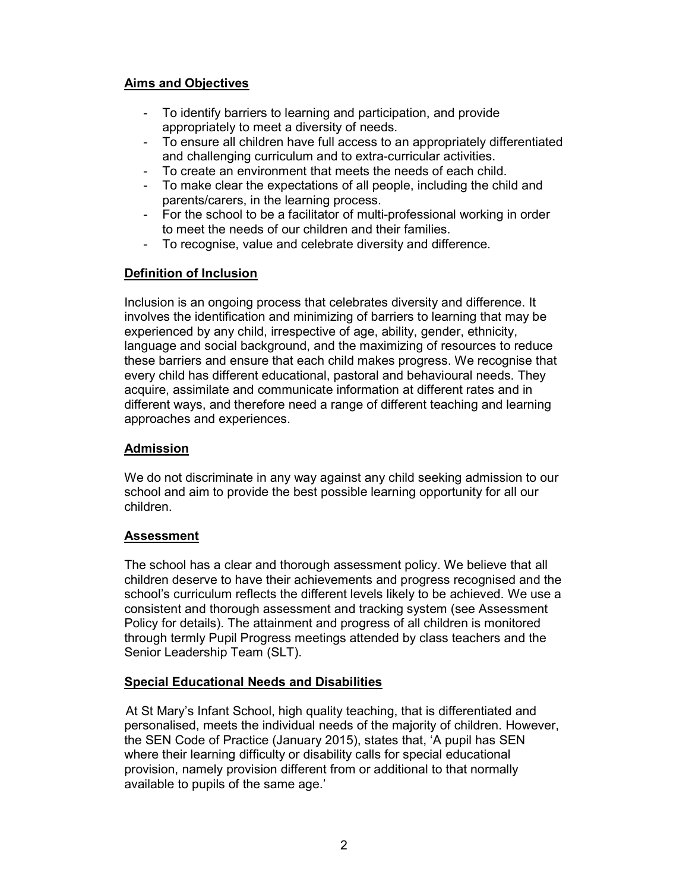## Aims and Objectives

- To identify barriers to learning and participation, and provide appropriately to meet a diversity of needs.
- To ensure all children have full access to an appropriately differentiated and challenging curriculum and to extra-curricular activities.
- To create an environment that meets the needs of each child.
- To make clear the expectations of all people, including the child and parents/carers, in the learning process.
- For the school to be a facilitator of multi-professional working in order to meet the needs of our children and their families.
- To recognise, value and celebrate diversity and difference.

## Definition of Inclusion

Inclusion is an ongoing process that celebrates diversity and difference. It involves the identification and minimizing of barriers to learning that may be experienced by any child, irrespective of age, ability, gender, ethnicity, language and social background, and the maximizing of resources to reduce these barriers and ensure that each child makes progress. We recognise that every child has different educational, pastoral and behavioural needs. They acquire, assimilate and communicate information at different rates and in different ways, and therefore need a range of different teaching and learning approaches and experiences.

## Admission

We do not discriminate in any way against any child seeking admission to our school and aim to provide the best possible learning opportunity for all our children.

## Assessment

The school has a clear and thorough assessment policy. We believe that all children deserve to have their achievements and progress recognised and the school's curriculum reflects the different levels likely to be achieved. We use a consistent and thorough assessment and tracking system (see Assessment Policy for details). The attainment and progress of all children is monitored through termly Pupil Progress meetings attended by class teachers and the Senior Leadership Team (SLT).

## Special Educational Needs and Disabilities

At St Mary's Infant School, high quality teaching, that is differentiated and personalised, meets the individual needs of the majority of children. However, the SEN Code of Practice (January 2015), states that, 'A pupil has SEN where their learning difficulty or disability calls for special educational provision, namely provision different from or additional to that normally available to pupils of the same age.'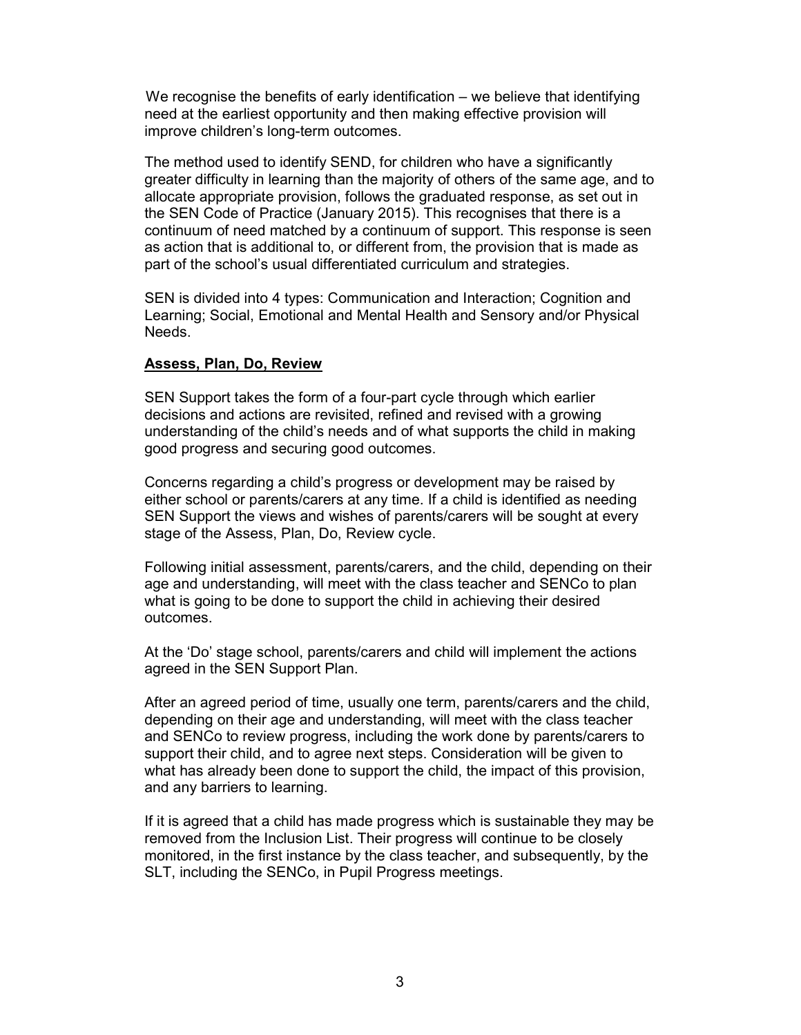We recognise the benefits of early identification – we believe that identifying need at the earliest opportunity and then making effective provision will improve children's long-term outcomes.

The method used to identify SEND, for children who have a significantly greater difficulty in learning than the majority of others of the same age, and to allocate appropriate provision, follows the graduated response, as set out in the SEN Code of Practice (January 2015). This recognises that there is a continuum of need matched by a continuum of support. This response is seen as action that is additional to, or different from, the provision that is made as part of the school's usual differentiated curriculum and strategies.

SEN is divided into 4 types: Communication and Interaction; Cognition and Learning; Social, Emotional and Mental Health and Sensory and/or Physical Needs.

## Assess, Plan, Do, Review

SEN Support takes the form of a four-part cycle through which earlier decisions and actions are revisited, refined and revised with a growing understanding of the child's needs and of what supports the child in making good progress and securing good outcomes.

Concerns regarding a child's progress or development may be raised by either school or parents/carers at any time. If a child is identified as needing SEN Support the views and wishes of parents/carers will be sought at every stage of the Assess, Plan, Do, Review cycle.

Following initial assessment, parents/carers, and the child, depending on their age and understanding, will meet with the class teacher and SENCo to plan what is going to be done to support the child in achieving their desired outcomes.

At the 'Do' stage school, parents/carers and child will implement the actions agreed in the SEN Support Plan.

After an agreed period of time, usually one term, parents/carers and the child, depending on their age and understanding, will meet with the class teacher and SENCo to review progress, including the work done by parents/carers to support their child, and to agree next steps. Consideration will be given to what has already been done to support the child, the impact of this provision, and any barriers to learning.

If it is agreed that a child has made progress which is sustainable they may be removed from the Inclusion List. Their progress will continue to be closely monitored, in the first instance by the class teacher, and subsequently, by the SLT, including the SENCo, in Pupil Progress meetings.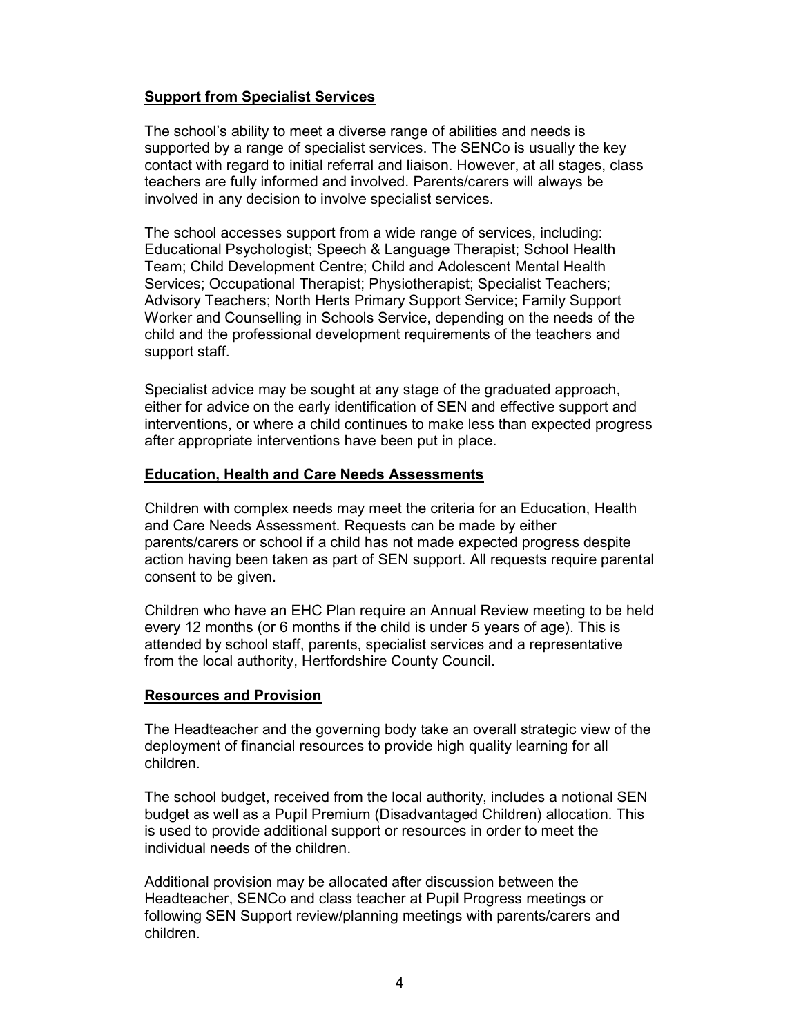## Support from Specialist Services

The school's ability to meet a diverse range of abilities and needs is supported by a range of specialist services. The SENCo is usually the key contact with regard to initial referral and liaison. However, at all stages, class teachers are fully informed and involved. Parents/carers will always be involved in any decision to involve specialist services.

The school accesses support from a wide range of services, including: Educational Psychologist; Speech & Language Therapist; School Health Team; Child Development Centre; Child and Adolescent Mental Health Services; Occupational Therapist; Physiotherapist; Specialist Teachers; Advisory Teachers; North Herts Primary Support Service; Family Support Worker and Counselling in Schools Service, depending on the needs of the child and the professional development requirements of the teachers and support staff.

Specialist advice may be sought at any stage of the graduated approach, either for advice on the early identification of SEN and effective support and interventions, or where a child continues to make less than expected progress after appropriate interventions have been put in place.

## Education, Health and Care Needs Assessments

Children with complex needs may meet the criteria for an Education, Health and Care Needs Assessment. Requests can be made by either parents/carers or school if a child has not made expected progress despite action having been taken as part of SEN support. All requests require parental consent to be given.

Children who have an EHC Plan require an Annual Review meeting to be held every 12 months (or 6 months if the child is under 5 years of age). This is attended by school staff, parents, specialist services and a representative from the local authority, Hertfordshire County Council.

## Resources and Provision

The Headteacher and the governing body take an overall strategic view of the deployment of financial resources to provide high quality learning for all children.

The school budget, received from the local authority, includes a notional SEN budget as well as a Pupil Premium (Disadvantaged Children) allocation. This is used to provide additional support or resources in order to meet the individual needs of the children.

Additional provision may be allocated after discussion between the Headteacher, SENCo and class teacher at Pupil Progress meetings or following SEN Support review/planning meetings with parents/carers and children.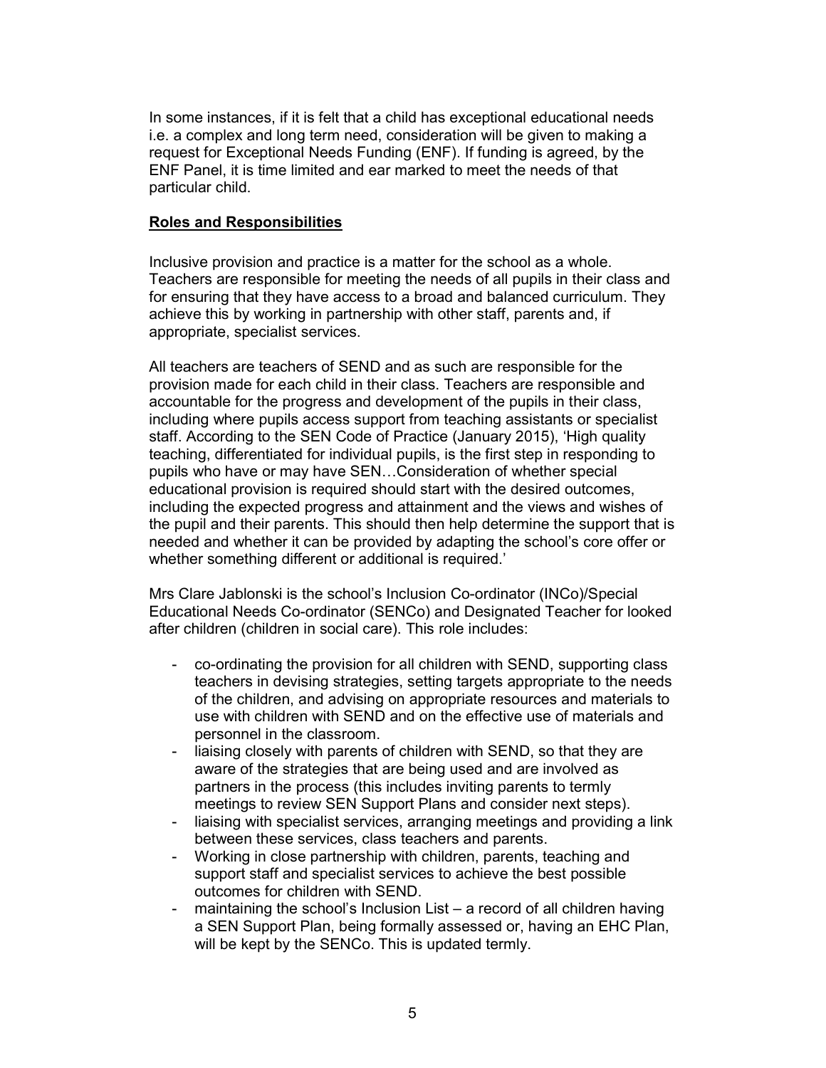In some instances, if it is felt that a child has exceptional educational needs i.e. a complex and long term need, consideration will be given to making a request for Exceptional Needs Funding (ENF). If funding is agreed, by the ENF Panel, it is time limited and ear marked to meet the needs of that particular child.

## Roles and Responsibilities

Inclusive provision and practice is a matter for the school as a whole. Teachers are responsible for meeting the needs of all pupils in their class and for ensuring that they have access to a broad and balanced curriculum. They achieve this by working in partnership with other staff, parents and, if appropriate, specialist services.

All teachers are teachers of SEND and as such are responsible for the provision made for each child in their class. Teachers are responsible and accountable for the progress and development of the pupils in their class, including where pupils access support from teaching assistants or specialist staff. According to the SEN Code of Practice (January 2015), 'High quality teaching, differentiated for individual pupils, is the first step in responding to pupils who have or may have SEN…Consideration of whether special educational provision is required should start with the desired outcomes, including the expected progress and attainment and the views and wishes of the pupil and their parents. This should then help determine the support that is needed and whether it can be provided by adapting the school's core offer or whether something different or additional is required.'

Mrs Clare Jablonski is the school's Inclusion Co-ordinator (INCo)/Special Educational Needs Co-ordinator (SENCo) and Designated Teacher for looked after children (children in social care). This role includes:

- co-ordinating the provision for all children with SEND, supporting class teachers in devising strategies, setting targets appropriate to the needs of the children, and advising on appropriate resources and materials to use with children with SEND and on the effective use of materials and personnel in the classroom.
- liaising closely with parents of children with SEND, so that they are aware of the strategies that are being used and are involved as partners in the process (this includes inviting parents to termly meetings to review SEN Support Plans and consider next steps).
- liaising with specialist services, arranging meetings and providing a link between these services, class teachers and parents.
- Working in close partnership with children, parents, teaching and support staff and specialist services to achieve the best possible outcomes for children with SEND.
- maintaining the school's Inclusion List – a record of all children having a SEN Support Plan, being formally assessed or, having an EHC Plan, will be kept by the SENCo. This is updated termly.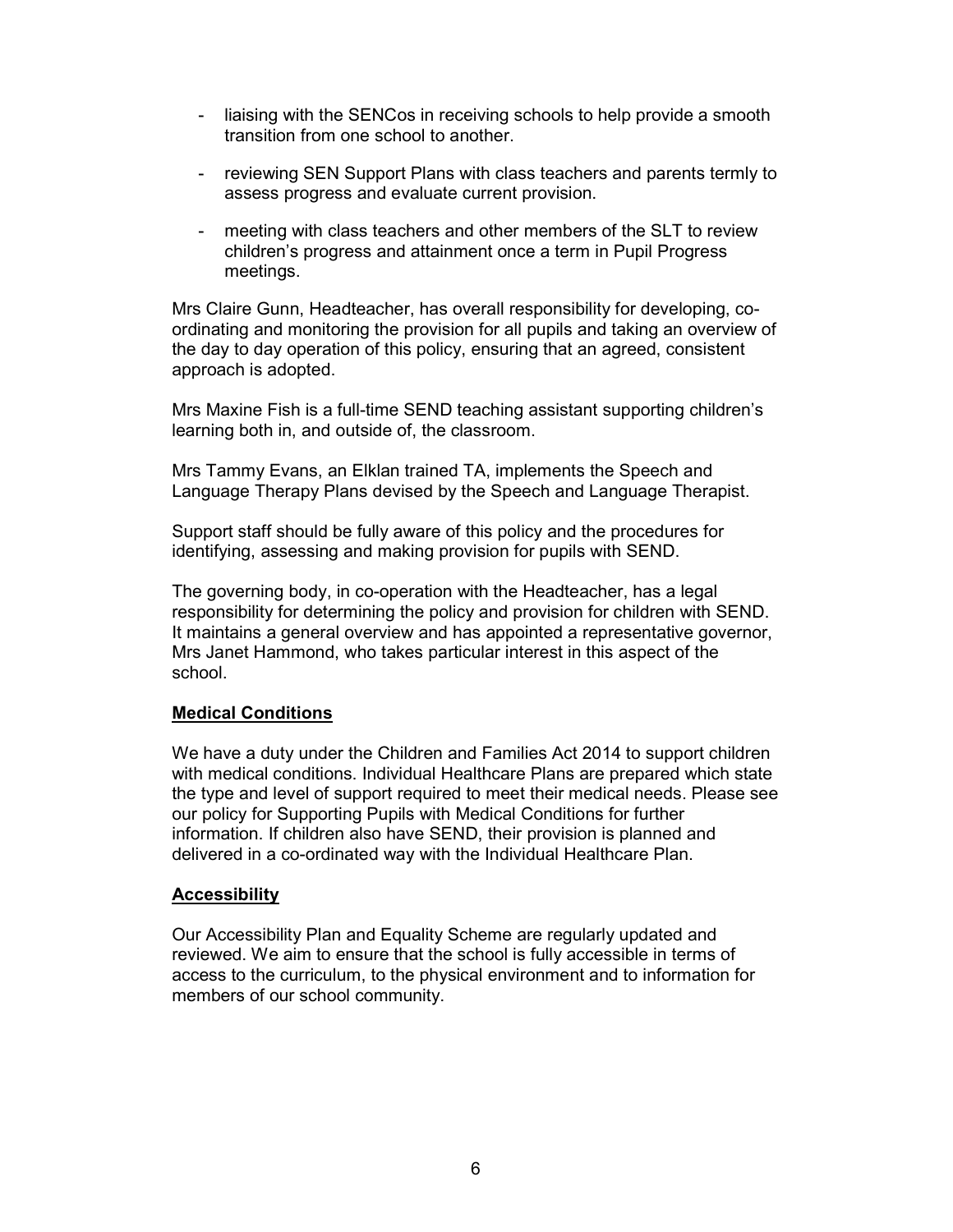- liaising with the SENCos in receiving schools to help provide a smooth transition from one school to another.

- reviewing SEN Support Plans with class teachers and parents termly to assess progress and evaluate current provision.

- meeting with class teachers and other members of the SLT to review children's progress and attainment once a term in Pupil Progress meetings.

Mrs Claire Gunn, Headteacher, has overall responsibility for developing, co-ordinating and monitoring the provision for all pupils and taking an overview of the day to day operation of this policy, ensuring that an agreed, consistent approach is adopted.

Mrs Maxine Fish is a full-time SEND teaching assistant supporting children's learning both in, and outside of, the classroom.

Mrs Tammy Evans, an Elklan trained TA, implements the Speech and Language Therapy Plans devised by the Speech and Language Therapist.

Support staff should be fully aware of this policy and the procedures for identifying, assessing and making provision for pupils with SEND.

The governing body, in co-operation with the Headteacher, has a legal responsibility for determining the policy and provision for children with SEND. It maintains a general overview and has appointed a representative governor, Mrs Janet Hammond, who takes particular interest in this aspect of the school.

**Medical Conditions**

We have a duty under the Children and Families Act 2014 to support children with medical conditions. Individual Healthcare Plans are prepared which state the type and level of support required to meet their medical needs. Please see our policy for Supporting Pupils with Medical Conditions for further information. If children also have SEND, their provision is planned and delivered in a co-ordinated way with the Individual Healthcare Plan.

**Accessibility**

Our Accessibility Plan and Equality Scheme are regularly updated and reviewed. We aim to ensure that the school is fully accessible in terms of access to the curriculum, to the physical environment and to information for members of our school community.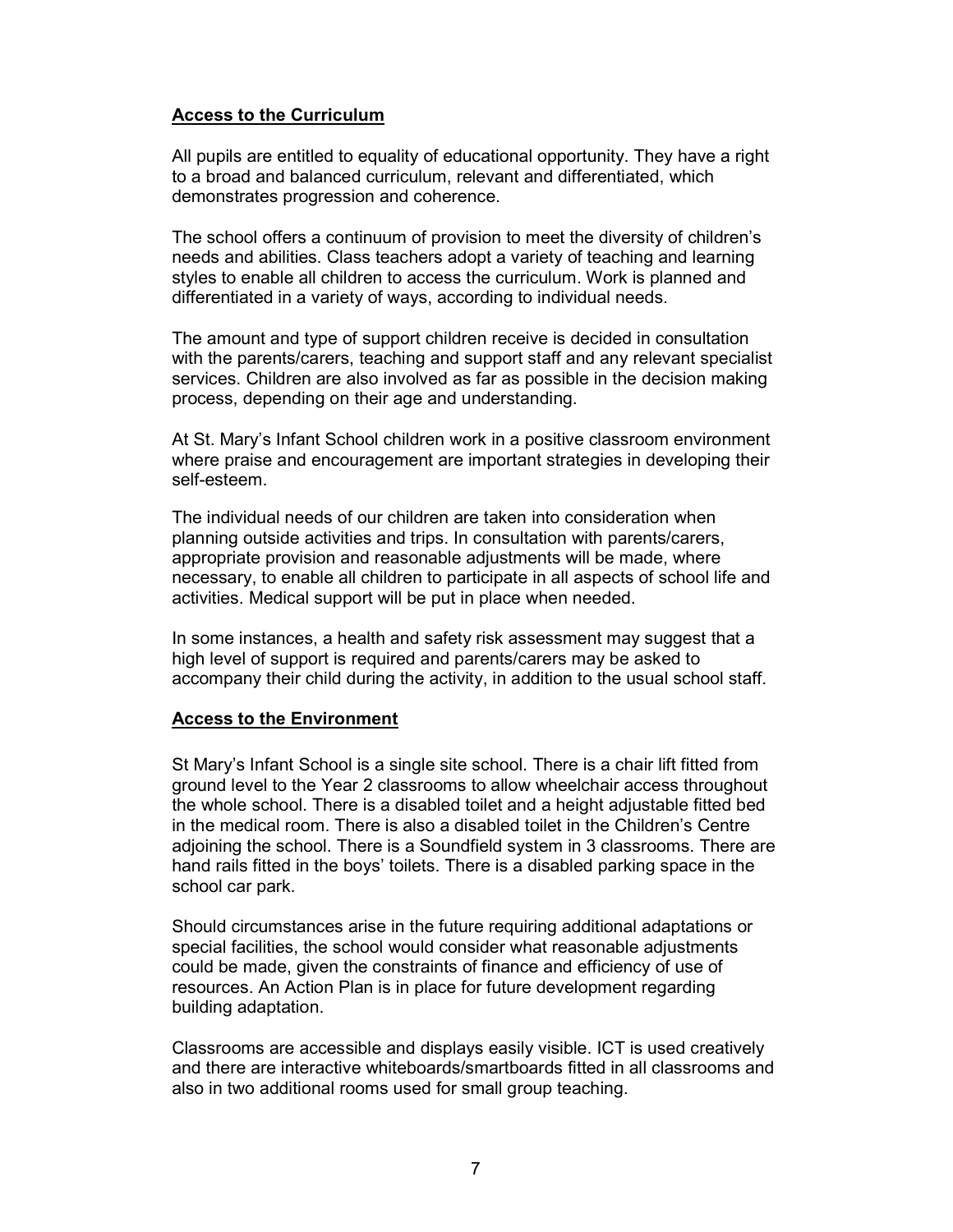## Access to the Curriculum

All pupils are entitled to equality of educational opportunity. They have a right to a broad and balanced curriculum, relevant and differentiated, which demonstrates progression and coherence.

The school offers a continuum of provision to meet the diversity of children's needs and abilities. Class teachers adopt a variety of teaching and learning styles to enable all children to access the curriculum. Work is planned and differentiated in a variety of ways, according to individual needs.

The amount and type of support children receive is decided in consultation with the parents/carers, teaching and support staff and any relevant specialist services. Children are also involved as far as possible in the decision making process, depending on their age and understanding.

At St. Mary's Infant School children work in a positive classroom environment where praise and encouragement are important strategies in developing their self-esteem.

The individual needs of our children are taken into consideration when planning outside activities and trips. In consultation with parents/carers, appropriate provision and reasonable adjustments will be made, where necessary, to enable all children to participate in all aspects of school life and activities. Medical support will be put in place when needed.

In some instances, a health and safety risk assessment may suggest that a high level of support is required and parents/carers may be asked to accompany their child during the activity, in addition to the usual school staff.

## Access to the Environment

St Mary's Infant School is a single site school. There is a chair lift fitted from ground level to the Year 2 classrooms to allow wheelchair access throughout the whole school. There is a disabled toilet and a height adjustable fitted bed in the medical room. There is also a disabled toilet in the Children's Centre adjoining the school. There is a Soundfield system in 3 classrooms. There are hand rails fitted in the boys' toilets. There is a disabled parking space in the school car park.

Should circumstances arise in the future requiring additional adaptations or special facilities, the school would consider what reasonable adjustments could be made, given the constraints of finance and efficiency of use of resources. An Action Plan is in place for future development regarding building adaptation.

Classrooms are accessible and displays easily visible. ICT is used creatively and there are interactive whiteboards/smartboards fitted in all classrooms and also in two additional rooms used for small group teaching.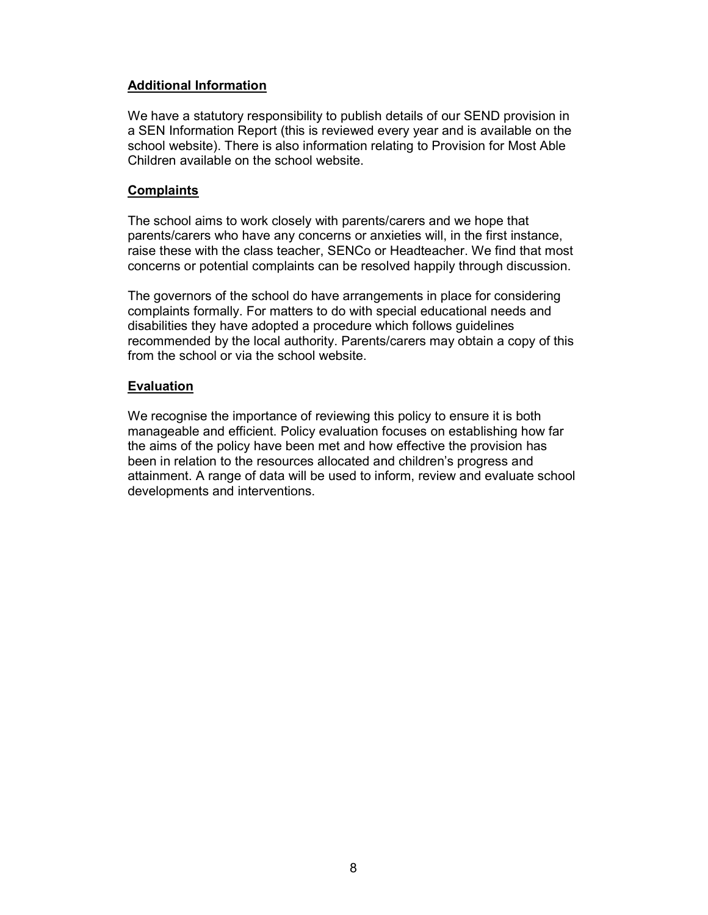## Additional Information

We have a statutory responsibility to publish details of our SEND provision in a SEN Information Report (this is reviewed every year and is available on the school website). There is also information relating to Provision for Most Able Children available on the school website.

## Complaints

The school aims to work closely with parents/carers and we hope that parents/carers who have any concerns or anxieties will, in the first instance, raise these with the class teacher, SENCo or Headteacher. We find that most concerns or potential complaints can be resolved happily through discussion.

The governors of the school do have arrangements in place for considering complaints formally. For matters to do with special educational needs and disabilities they have adopted a procedure which follows guidelines recommended by the local authority. Parents/carers may obtain a copy of this from the school or via the school website.

## Evaluation

We recognise the importance of reviewing this policy to ensure it is both manageable and efficient. Policy evaluation focuses on establishing how far the aims of the policy have been met and how effective the provision has been in relation to the resources allocated and children's progress and attainment. A range of data will be used to inform, review and evaluate school developments and interventions.